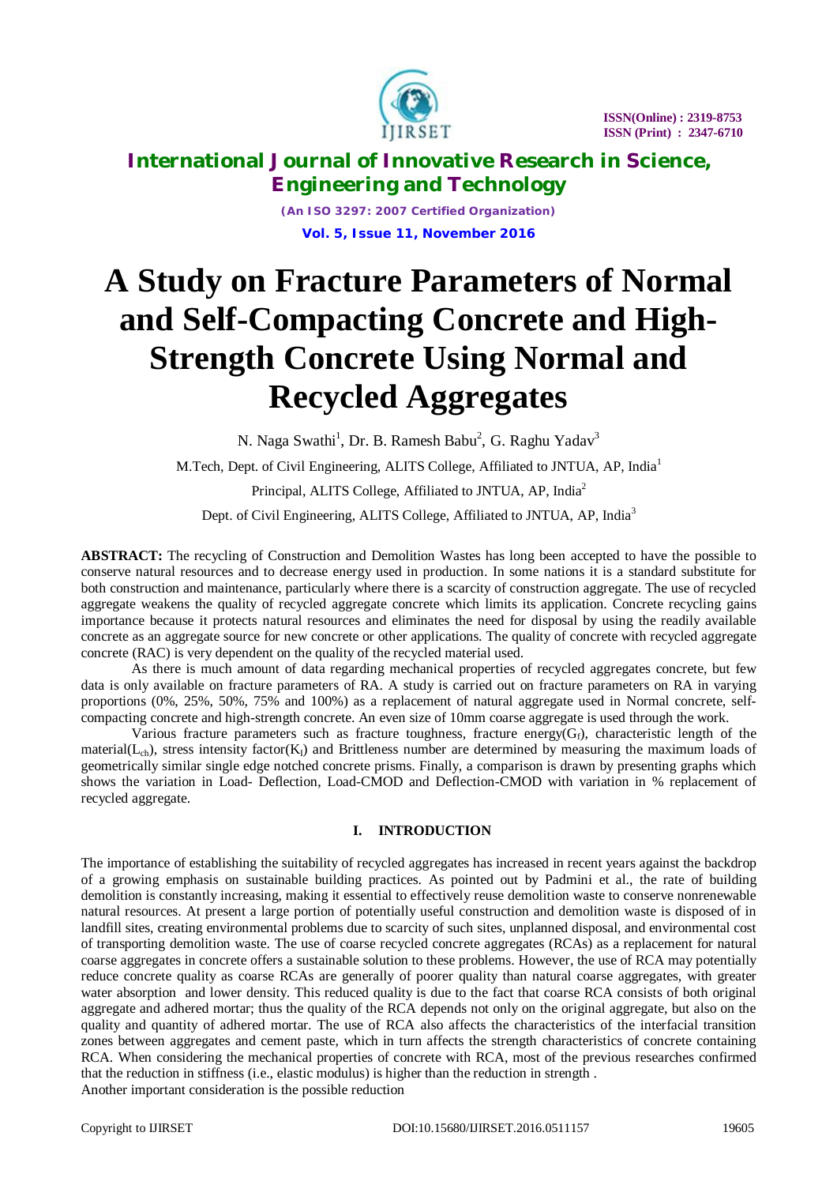# A Study on Fracture Parameters of Normal and Self-Compacting Concrete and High-Strength Concrete Using Normal and Recycled Aggregates

N. Naga Swathi[1], Dr. B. Ramesh Babu[2], G. Raghu Yadav[3]

M.Tech, Dept. of Civil Engineering, ALITS College, Affiliated to JNTUA, AP, India[1]

Principal, ALITS College, Affiliated to JNTUA, AP, India[2]

Dept. of Civil Engineering, ALITS College, Affiliated to JNTUA, AP, India[3]

**ABSTRACT:** The recycling of Construction and Demolition Wastes has long been accepted to have the possible to conserve natural resources and to decrease energy used in production. In some nations it is a standard substitute for both construction and maintenance, particularly where there is a scarcity of construction aggregate. The use of recycled aggregate weakens the quality of recycled aggregate concrete which limits its application. Concrete recycling gains importance because it protects natural resources and eliminates the need for disposal by using the readily available concrete as an aggregate source for new concrete or other applications. The quality of concrete with recycled aggregate concrete (RAC) is very dependent on the quality of the recycled material used.

As there is much amount of data regarding mechanical properties of recycled aggregates concrete, but few data is only available on fracture parameters of RA. A study is carried out on fracture parameters on RA in varying proportions (0%, 25%, 50%, 75% and 100%) as a replacement of natural aggregate used in Normal concrete, self-compacting concrete and high-strength concrete. An even size of 10mm coarse aggregate is used through the work.

Various fracture parameters such as fracture toughness, fracture energy($G_f$), characteristic length of the material($L_{ch}$), stress intensity factor($K_I$) and Brittleness number are determined by measuring the maximum loads of geometrically similar single edge notched concrete prisms. Finally, a comparison is drawn by presenting graphs which shows the variation in Load- Deflection, Load-CMOD and Deflection-CMOD with variation in % replacement of recycled aggregate.

## I. INTRODUCTION

The importance of establishing the suitability of recycled aggregates has increased in recent years against the backdrop of a growing emphasis on sustainable building practices. As pointed out by Padmini et al., the rate of building demolition is constantly increasing, making it essential to effectively reuse demolition waste to conserve nonrenewable natural resources. At present a large portion of potentially useful construction and demolition waste is disposed of in landfill sites, creating environmental problems due to scarcity of such sites, unplanned disposal, and environmental cost of transporting demolition waste. The use of coarse recycled concrete aggregates (RCAs) as a replacement for natural coarse aggregates in concrete offers a sustainable solution to these problems. However, the use of RCA may potentially reduce concrete quality as coarse RCAs are generally of poorer quality than natural coarse aggregates, with greater water absorption and lower density. This reduced quality is due to the fact that coarse RCA consists of both original aggregate and adhered mortar; thus the quality of the RCA depends not only on the original aggregate, but also on the quality and quantity of adhered mortar. The use of RCA also affects the characteristics of the interfacial transition zones between aggregates and cement paste, which in turn affects the strength characteristics of concrete containing RCA. When considering the mechanical properties of concrete with RCA, most of the previous researches confirmed that the reduction in stiffness (i.e., elastic modulus) is higher than the reduction in strength .

Another important consideration is the possible reduction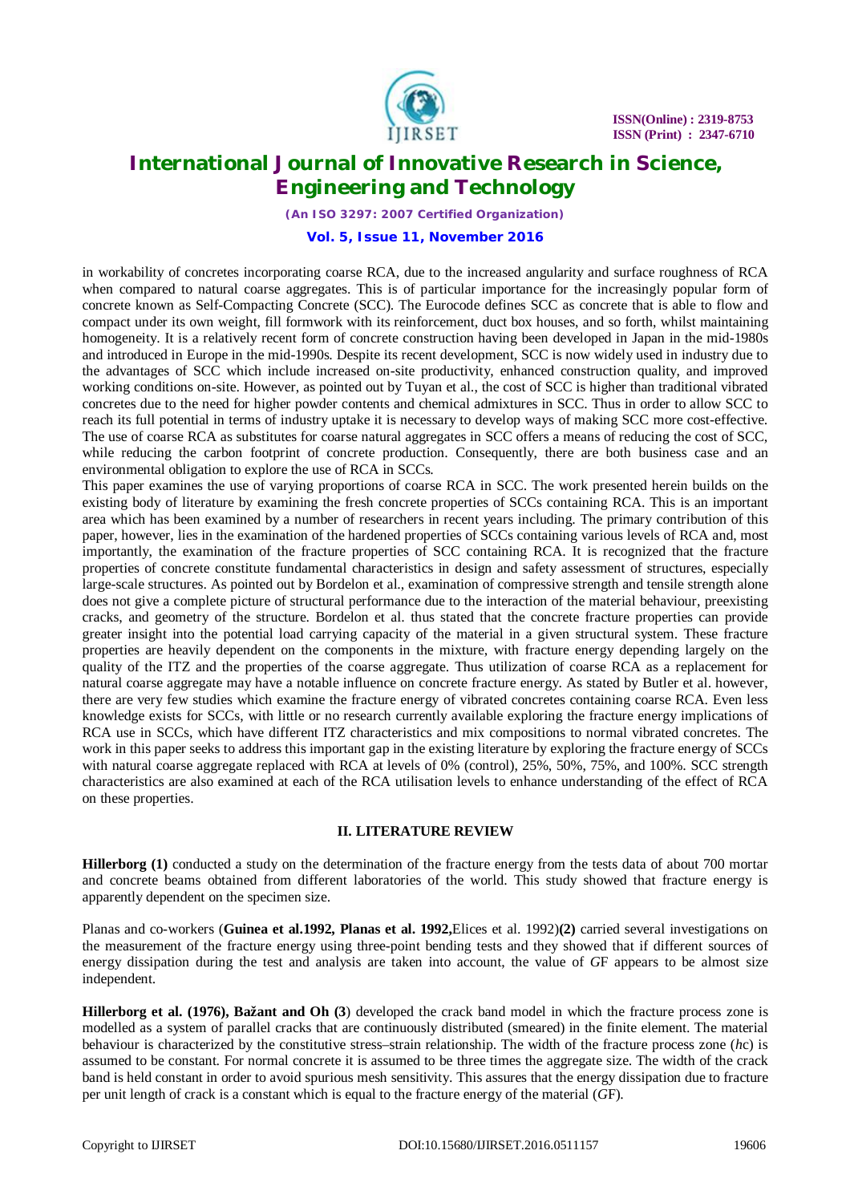in workability of concretes incorporating coarse RCA, due to the increased angularity and surface roughness of RCA when compared to natural coarse aggregates. This is of particular importance for the increasingly popular form of concrete known as Self-Compacting Concrete (SCC). The Eurocode defines SCC as concrete that is able to flow and compact under its own weight, fill formwork with its reinforcement, duct box houses, and so forth, whilst maintaining homogeneity. It is a relatively recent form of concrete construction having been developed in Japan in the mid-1980s and introduced in Europe in the mid-1990s. Despite its recent development, SCC is now widely used in industry due to the advantages of SCC which include increased on-site productivity, enhanced construction quality, and improved working conditions on-site. However, as pointed out by Tuyan et al., the cost of SCC is higher than traditional vibrated concretes due to the need for higher powder contents and chemical admixtures in SCC. Thus in order to allow SCC to reach its full potential in terms of industry uptake it is necessary to develop ways of making SCC more cost-effective. The use of coarse RCA as substitutes for coarse natural aggregates in SCC offers a means of reducing the cost of SCC, while reducing the carbon footprint of concrete production. Consequently, there are both business case and an environmental obligation to explore the use of RCA in SCCs.

This paper examines the use of varying proportions of coarse RCA in SCC. The work presented herein builds on the existing body of literature by examining the fresh concrete properties of SCCs containing RCA. This is an important area which has been examined by a number of researchers in recent years including. The primary contribution of this paper, however, lies in the examination of the hardened properties of SCCs containing various levels of RCA and, most importantly, the examination of the fracture properties of SCC containing RCA. It is recognized that the fracture properties of concrete constitute fundamental characteristics in design and safety assessment of structures, especially large-scale structures. As pointed out by Bordelon et al., examination of compressive strength and tensile strength alone does not give a complete picture of structural performance due to the interaction of the material behaviour, preexisting cracks, and geometry of the structure. Bordelon et al. thus stated that the concrete fracture properties can provide greater insight into the potential load carrying capacity of the material in a given structural system. These fracture properties are heavily dependent on the components in the mixture, with fracture energy depending largely on the quality of the ITZ and the properties of the coarse aggregate. Thus utilization of coarse RCA as a replacement for natural coarse aggregate may have a notable influence on concrete fracture energy. As stated by Butler et al. however, there are very few studies which examine the fracture energy of vibrated concretes containing coarse RCA. Even less knowledge exists for SCCs, with little or no research currently available exploring the fracture energy implications of RCA use in SCCs, which have different ITZ characteristics and mix compositions to normal vibrated concretes. The work in this paper seeks to address this important gap in the existing literature by exploring the fracture energy of SCCs with natural coarse aggregate replaced with RCA at levels of 0% (control), 25%, 50%, 75%, and 100%. SCC strength characteristics are also examined at each of the RCA utilisation levels to enhance understanding of the effect of RCA on these properties.

## II. LITERATURE REVIEW

**Hillerborg (1)** conducted a study on the determination of the fracture energy from the tests data of about 700 mortar and concrete beams obtained from different laboratories of the world. This study showed that fracture energy is apparently dependent on the specimen size.

Planas and co-workers (**Guinea et al.1992, Planas et al. 1992,**Elices et al. 1992)**(2)** carried several investigations on the measurement of the fracture energy using three-point bending tests and they showed that if different sources of energy dissipation during the test and analysis are taken into account, the value of *G*F appears to be almost size independent.

**Hillerborg et al. (1976), Bažant and Oh (3**) developed the crack band model in which the fracture process zone is modelled as a system of parallel cracks that are continuously distributed (smeared) in the finite element. The material behaviour is characterized by the constitutive stress–strain relationship. The width of the fracture process zone (*h*c) is assumed to be constant. For normal concrete it is assumed to be three times the aggregate size. The width of the crack band is held constant in order to avoid spurious mesh sensitivity. This assures that the energy dissipation due to fracture per unit length of crack is a constant which is equal to the fracture energy of the material (*G*F).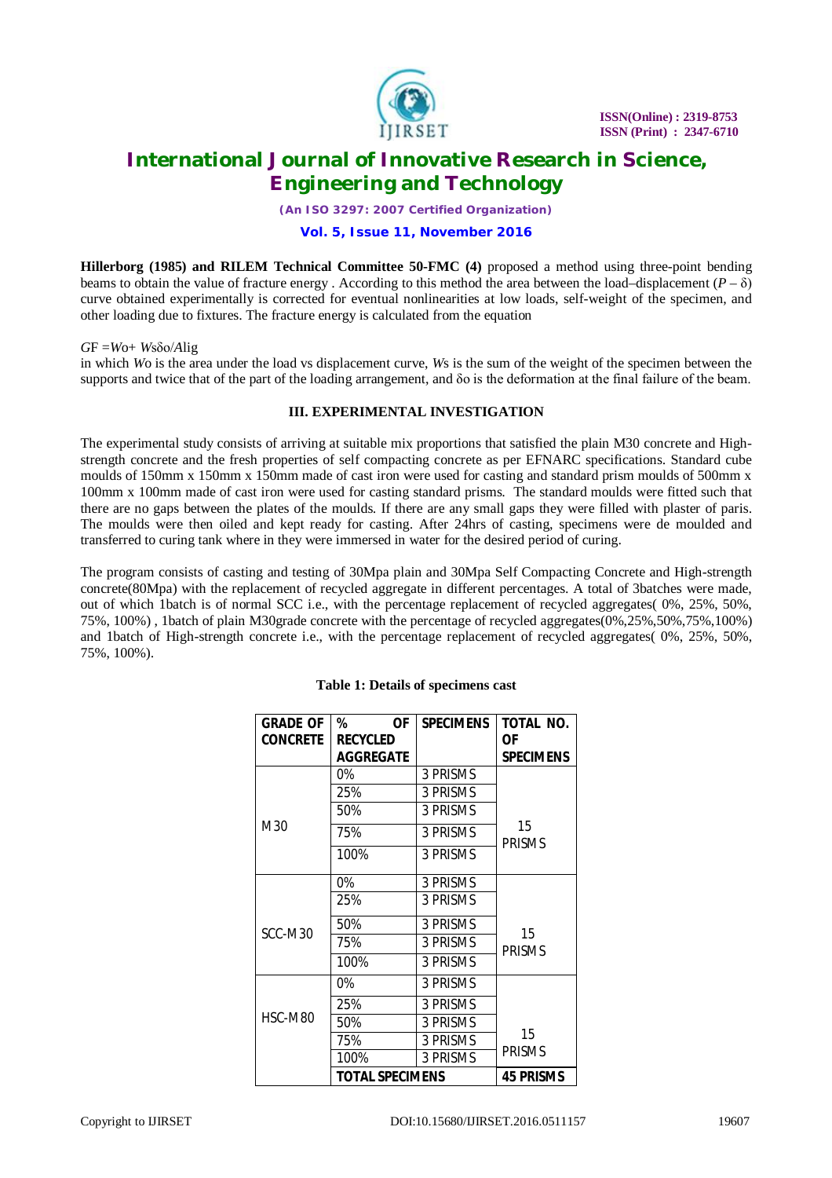**Hillerborg (1985) and RILEM Technical Committee 50-FMC (4)** proposed a method using three-point bending beams to obtain the value of fracture energy . According to this method the area between the load–displacement ($P – \delta$) curve obtained experimentally is corrected for eventual nonlinearities at low loads, self-weight of the specimen, and other loading due to fixtures. The fracture energy is calculated from the equation

$GF = Wo + Ws\delta o/Alig$

in which *Wo* is the area under the load vs displacement curve, *Ws* is the sum of the weight of the specimen between the supports and twice that of the part of the loading arrangement, and δo is the deformation at the final failure of the beam.

### III. EXPERIMENTAL INVESTIGATION

The experimental study consists of arriving at suitable mix proportions that satisfied the plain M30 concrete and High-strength concrete and the fresh properties of self compacting concrete as per EFNARC specifications. Standard cube moulds of 150mm x 150mm x 150mm made of cast iron were used for casting and standard prism moulds of 500mm x 100mm x 100mm made of cast iron were used for casting standard prisms. The standard moulds were fitted such that there are no gaps between the plates of the moulds. If there are any small gaps they were filled with plaster of paris. The moulds were then oiled and kept ready for casting. After 24hrs of casting, specimens were de moulded and transferred to curing tank where in they were immersed in water for the desired period of curing.

The program consists of casting and testing of 30Mpa plain and 30Mpa Self Compacting Concrete and High-strength concrete(80Mpa) with the replacement of recycled aggregate in different percentages. A total of 3batches were made, out of which 1batch is of normal SCC i.e., with the percentage replacement of recycled aggregates( 0%, 25%, 50%, 75%, 100%) , 1batch of plain M30grade concrete with the percentage of recycled aggregates(0%,25%,50%,75%,100%) and 1batch of High-strength concrete i.e., with the percentage replacement of recycled aggregates( 0%, 25%, 50%, 75%, 100%).

**Table 1: Details of specimens cast**

| GRADE OF CONCRETE | % OF RECYCLED AGGREGATE | SPECIMENS | TOTAL NO. OF SPECIMENS |
|---|---|---|---|
| M30 | 0% | 3 PRISMS | 15 PRISMS |
| | 25% | 3 PRISMS | |
| | 50% | 3 PRISMS | |
| | 75% | 3 PRISMS | |
| | 100% | 3 PRISMS | |
| SCC-M30 | 0% | 3 PRISMS | 15 PRISMS |
| | 25% | 3 PRISMS | |
| | 50% | 3 PRISMS | |
| | 75% | 3 PRISMS | |
| | 100% | 3 PRISMS | |
| HSC-M80 | 0% | 3 PRISMS | 15 PRISMS |
| | 25% | 3 PRISMS | |
| | 50% | 3 PRISMS | |
| | 75% | 3 PRISMS | |
| | 100% | 3 PRISMS | |
| | **TOTAL SPECIMENS** | | **45 PRISMS** |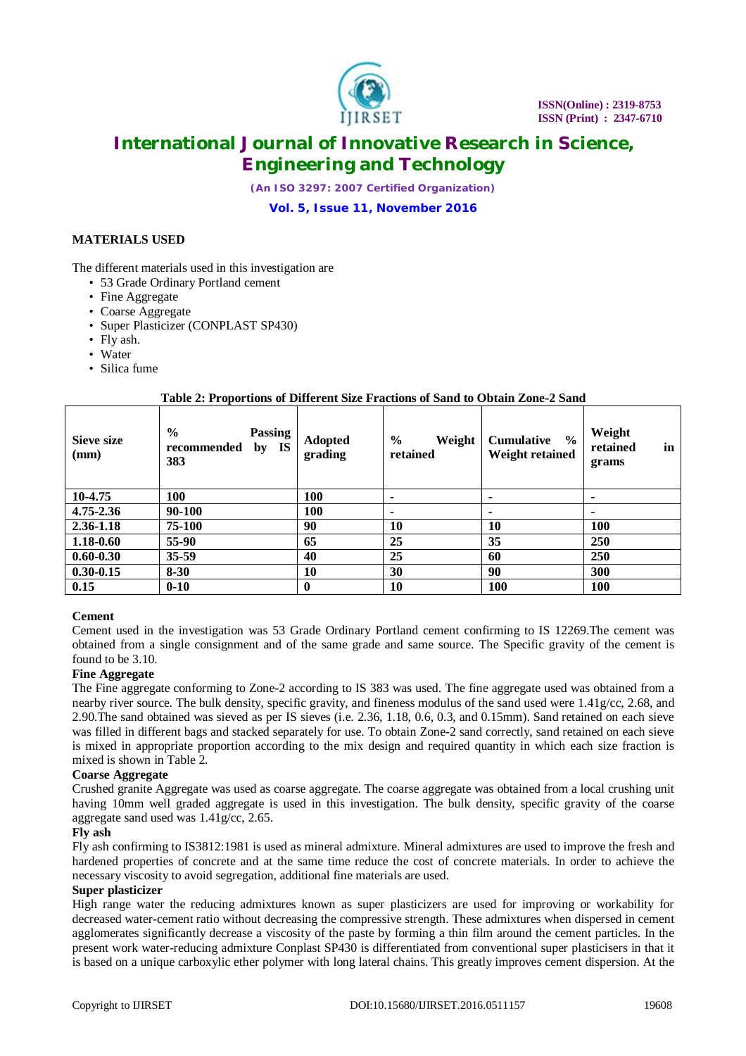## MATERIALS USED

The different materials used in this investigation are

- 53 Grade Ordinary Portland cement
- Fine Aggregate
- Coarse Aggregate
- Super Plasticizer (CONPLAST SP430)
- Fly ash.
- Water
- Silica fume

**Table 2: Proportions of Different Size Fractions of Sand to Obtain Zone-2 Sand**

| Sieve size (mm) | % Passing recommended by IS 383 | Adopted grading | % Weight retained | Cumulative % Weight retained | Weight retained in grams |
|---|---|---|---|---|---|
| 10-4.75 | 100 | 100 | - | - | - |
| 4.75-2.36 | 90-100 | 100 | - | - | - |
| 2.36-1.18 | 75-100 | 90 | 10 | 10 | 100 |
| 1.18-0.60 | 55-90 | 65 | 25 | 35 | 250 |
| 0.60-0.30 | 35-59 | 40 | 25 | 60 | 250 |
| 0.30-0.15 | 8-30 | 10 | 30 | 90 | 300 |
| 0.15 | 0-10 | 0 | 10 | 100 | 100 |

**Cement**

Cement used in the investigation was 53 Grade Ordinary Portland cement confirming to IS 12269.The cement was obtained from a single consignment and of the same grade and same source. The Specific gravity of the cement is found to be 3.10.

**Fine Aggregate**

The Fine aggregate conforming to Zone-2 according to IS 383 was used. The fine aggregate used was obtained from a nearby river source. The bulk density, specific gravity, and fineness modulus of the sand used were 1.41g/cc, 2.68, and 2.90.The sand obtained was sieved as per IS sieves (i.e. 2.36, 1.18, 0.6, 0.3, and 0.15mm). Sand retained on each sieve was filled in different bags and stacked separately for use. To obtain Zone-2 sand correctly, sand retained on each sieve is mixed in appropriate proportion according to the mix design and required quantity in which each size fraction is mixed is shown in Table 2.

**Coarse Aggregate**

Crushed granite Aggregate was used as coarse aggregate. The coarse aggregate was obtained from a local crushing unit having 10mm well graded aggregate is used in this investigation. The bulk density, specific gravity of the coarse aggregate sand used was 1.41g/cc, 2.65.

**Fly ash**

Fly ash confirming to IS3812:1981 is used as mineral admixture. Mineral admixtures are used to improve the fresh and hardened properties of concrete and at the same time reduce the cost of concrete materials. In order to achieve the necessary viscosity to avoid segregation, additional fine materials are used.

**Super plasticizer**

High range water the reducing admixtures known as super plasticizers are used for improving or workability for decreased water-cement ratio without decreasing the compressive strength. These admixtures when dispersed in cement agglomerates significantly decrease a viscosity of the paste by forming a thin film around the cement particles. In the present work water-reducing admixture Conplast SP430 is differentiated from conventional super plasticisers in that it is based on a unique carboxylic ether polymer with long lateral chains. This greatly improves cement dispersion. At the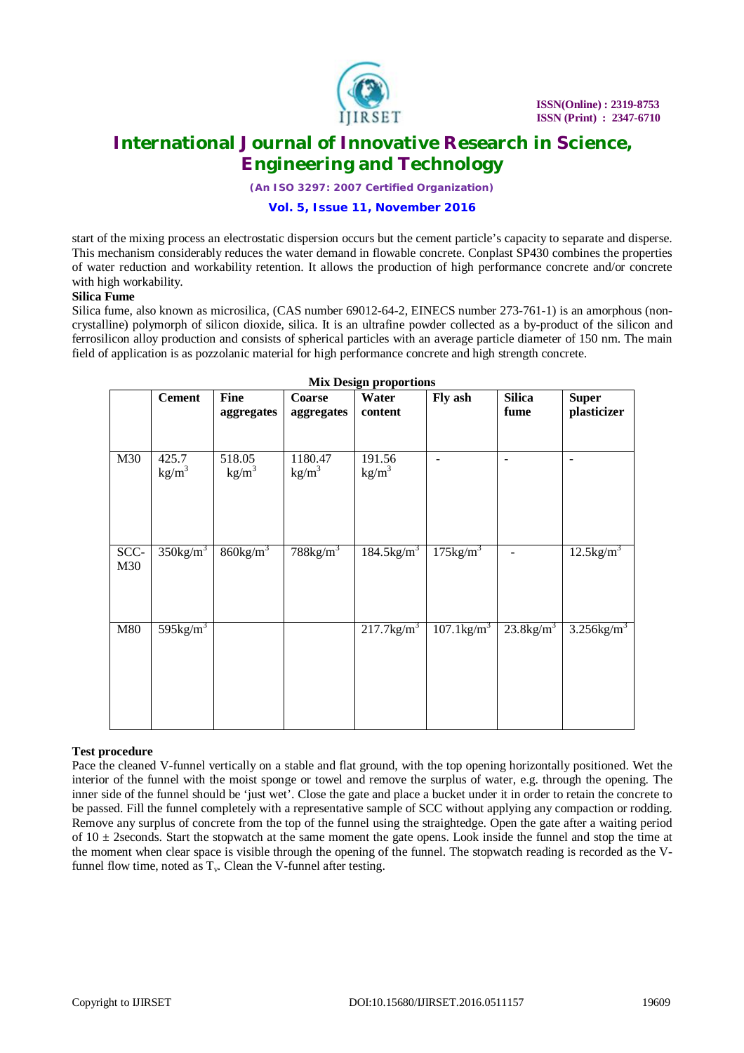start of the mixing process an electrostatic dispersion occurs but the cement particle's capacity to separate and disperse. This mechanism considerably reduces the water demand in flowable concrete. Conplast SP430 combines the properties of water reduction and workability retention. It allows the production of high performance concrete and/or concrete with high workability.

**Silica Fume**

Silica fume, also known as microsilica, (CAS number 69012-64-2, EINECS number 273-761-1) is an amorphous (non-crystalline) polymorph of silicon dioxide, silica. It is an ultrafine powder collected as a by-product of the silicon and ferrosilicon alloy production and consists of spherical particles with an average particle diameter of 150 nm. The main field of application is as pozzolanic material for high performance concrete and high strength concrete.

**Mix Design proportions**

| | Cement | Fine aggregates | Coarse aggregates | Water content | Fly ash | Silica fume | Super plasticizer |
|---|---|---|---|---|---|---|---|
| M30 | 425.7 $kg/m^3$ | 518.05 $kg/m^3$ | 1180.47 $kg/m^3$ | 191.56 $kg/m^3$ | - | - | - |
| SCC-M30 | 350$kg/m^3$ | 860$kg/m^3$ | 788$kg/m^3$ | 184.5$kg/m^3$ | 175$kg/m^3$ | - | 12.5$kg/m^3$ |
| M80 | 595$kg/m^3$ | | | 217.7$kg/m^3$ | 107.1$kg/m^3$ | 23.8$kg/m^3$ | 3.256$kg/m^3$ |

**Test procedure**

Pace the cleaned V-funnel vertically on a stable and flat ground, with the top opening horizontally positioned. Wet the interior of the funnel with the moist sponge or towel and remove the surplus of water, e.g. through the opening. The inner side of the funnel should be 'just wet'. Close the gate and place a bucket under it in order to retain the concrete to be passed. Fill the funnel completely with a representative sample of SCC without applying any compaction or rodding. Remove any surplus of concrete from the top of the funnel using the straightedge. Open the gate after a waiting period of 10 ± 2seconds. Start the stopwatch at the same moment the gate opens. Look inside the funnel and stop the time at the moment when clear space is visible through the opening of the funnel. The stopwatch reading is recorded as the V-funnel flow time, noted as $T_v$. Clean the V-funnel after testing.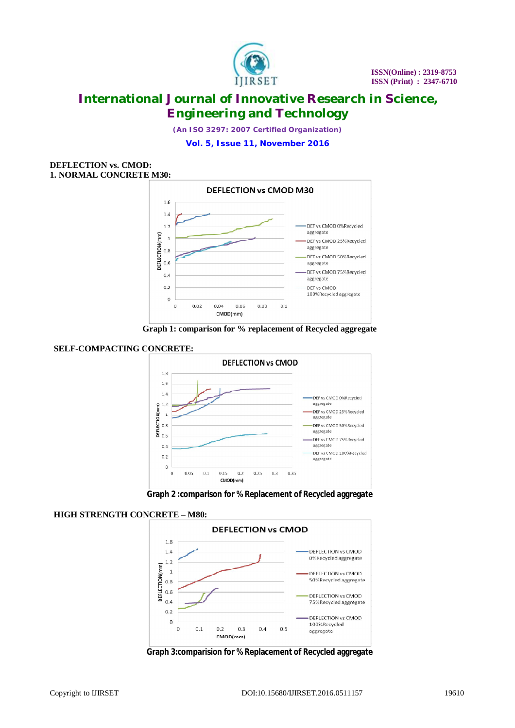**DEFLECTION vs. CMOD:**

**1. NORMAL CONCRETE M30:**

**Graph 1: comparison for % replacement of Recycled aggregate**

**SELF-COMPACTING CONCRETE:**

**Graph 2 :comparison for % Replacement of Recycled aggregate**

**HIGH STRENGTH CONCRETE – M80:**

**Graph 3:comparision for % Replacement of Recycled aggregate**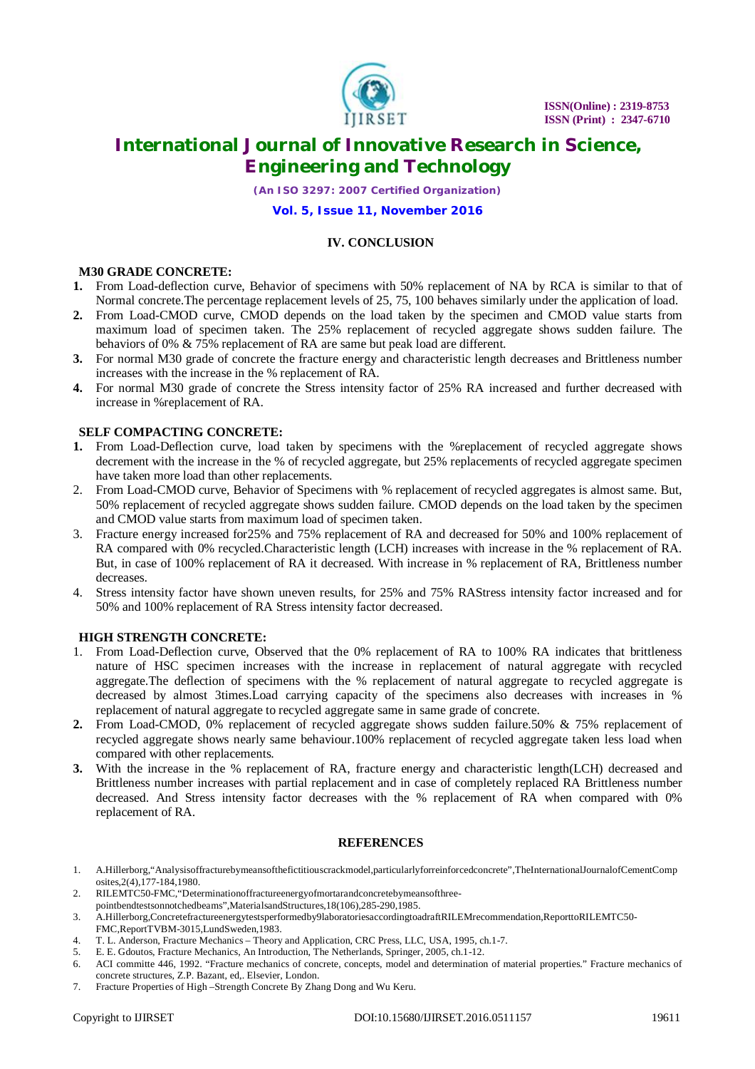## IV. CONCLUSION

### M30 GRADE CONCRETE:

1. From Load-deflection curve, Behavior of specimens with 50% replacement of NA by RCA is similar to that of Normal concrete.The percentage replacement levels of 25, 75, 100 behaves similarly under the application of load.
2. From Load-CMOD curve, CMOD depends on the load taken by the specimen and CMOD value starts from maximum load of specimen taken. The 25% replacement of recycled aggregate shows sudden failure. The behaviors of 0% & 75% replacement of RA are same but peak load are different.
3. For normal M30 grade of concrete the fracture energy and characteristic length decreases and Brittleness number increases with the increase in the % replacement of RA.
4. For normal M30 grade of concrete the Stress intensity factor of 25% RA increased and further decreased with increase in %replacement of RA.

### SELF COMPACTING CONCRETE:

1. From Load-Deflection curve, load taken by specimens with the %replacement of recycled aggregate shows decrement with the increase in the % of recycled aggregate, but 25% replacements of recycled aggregate specimen have taken more load than other replacements.
2. From Load-CMOD curve, Behavior of Specimens with % replacement of recycled aggregates is almost same. But, 50% replacement of recycled aggregate shows sudden failure. CMOD depends on the load taken by the specimen and CMOD value starts from maximum load of specimen taken.
3. Fracture energy increased for25% and 75% replacement of RA and decreased for 50% and 100% replacement of RA compared with 0% recycled.Characteristic length (LCH) increases with increase in the % replacement of RA. But, in case of 100% replacement of RA it decreased. With increase in % replacement of RA, Brittleness number decreases.
4. Stress intensity factor have shown uneven results, for 25% and 75% RAStress intensity factor increased and for 50% and 100% replacement of RA Stress intensity factor decreased.

### HIGH STRENGTH CONCRETE:

1. From Load-Deflection curve, Observed that the 0% replacement of RA to 100% RA indicates that brittleness nature of HSC specimen increases with the increase in replacement of natural aggregate with recycled aggregate.The deflection of specimens with the % replacement of natural aggregate to recycled aggregate is decreased by almost 3times.Load carrying capacity of the specimens also decreases with increases in % replacement of natural aggregate to recycled aggregate same in same grade of concrete.
2. From Load-CMOD, 0% replacement of recycled aggregate shows sudden failure.50% & 75% replacement of recycled aggregate shows nearly same behaviour.100% replacement of recycled aggregate taken less load when compared with other replacements.
3. With the increase in the % replacement of RA, fracture energy and characteristic length(LCH) decreased and Brittleness number increases with partial replacement and in case of completely replaced RA Brittleness number decreased. And Stress intensity factor decreases with the % replacement of RA when compared with 0% replacement of RA.

## REFERENCES

1. A.Hillerborg,"Analysisoffracturebymeansofthefictitiouscrackmodel,particularlyforreinforcedconcrete",TheInternationalJournalofCementComposites,2(4),177-184,1980.
2. RILEMTC50-FMC,"Determinationoffractureenergyofmortarandconcretebymeansofthree-pointbendtestsonnotchedbeams",MaterialsandStructures,18(106),285-290,1985.
3. A.Hillerborg,Concretefractureenergytestsperformedby9laboratoriesaccordingtoadraftRILEMrecommendation,ReporttoRILEMTC50-FMC,ReportTVBM-3015,LundSweden,1983.
4. T. L. Anderson, Fracture Mechanics – Theory and Application, CRC Press, LLC, USA, 1995, ch.1-7.
5. E. E. Gdoutos, Fracture Mechanics, An Introduction, The Netherlands, Springer, 2005, ch.1-12.
6. ACI committe 446, 1992. "Fracture mechanics of concrete, concepts, model and determination of material properties." Fracture mechanics of concrete structures, Z.P. Bazant, ed,. Elsevier, London.
7. Fracture Properties of High –Strength Concrete By Zhang Dong and Wu Keru.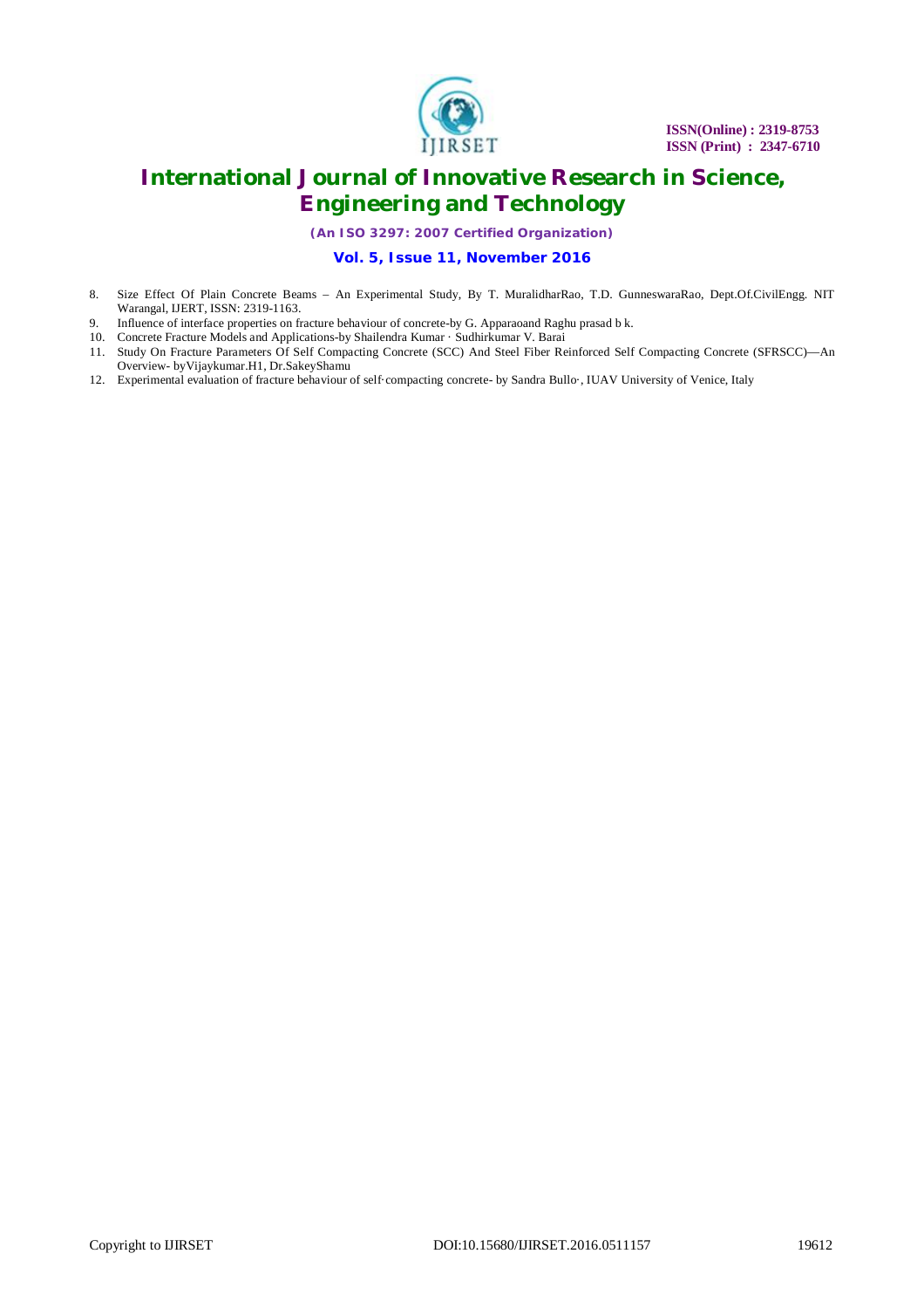8. Size Effect Of Plain Concrete Beams – An Experimental Study, By T. MuralidharRao, T.D. GunneswaraRao, Dept.Of.CivilEngg. NIT Warangal, IJERT, ISSN: 2319-1163.
9. Influence of interface properties on fracture behaviour of concrete-by G. Apparaoand Raghu prasad b k.
10. Concrete Fracture Models and Applications-by Shailendra Kumar · Sudhirkumar V. Barai
11. Study On Fracture Parameters Of Self Compacting Concrete (SCC) And Steel Fiber Reinforced Self Compacting Concrete (SFRSCC)—An Overview- byVijaykumar.H1, Dr.SakeyShamu
12. Experimental evaluation of fracture behaviour of self‐compacting concrete- by Sandra Bullo·, IUAV University of Venice, Italy